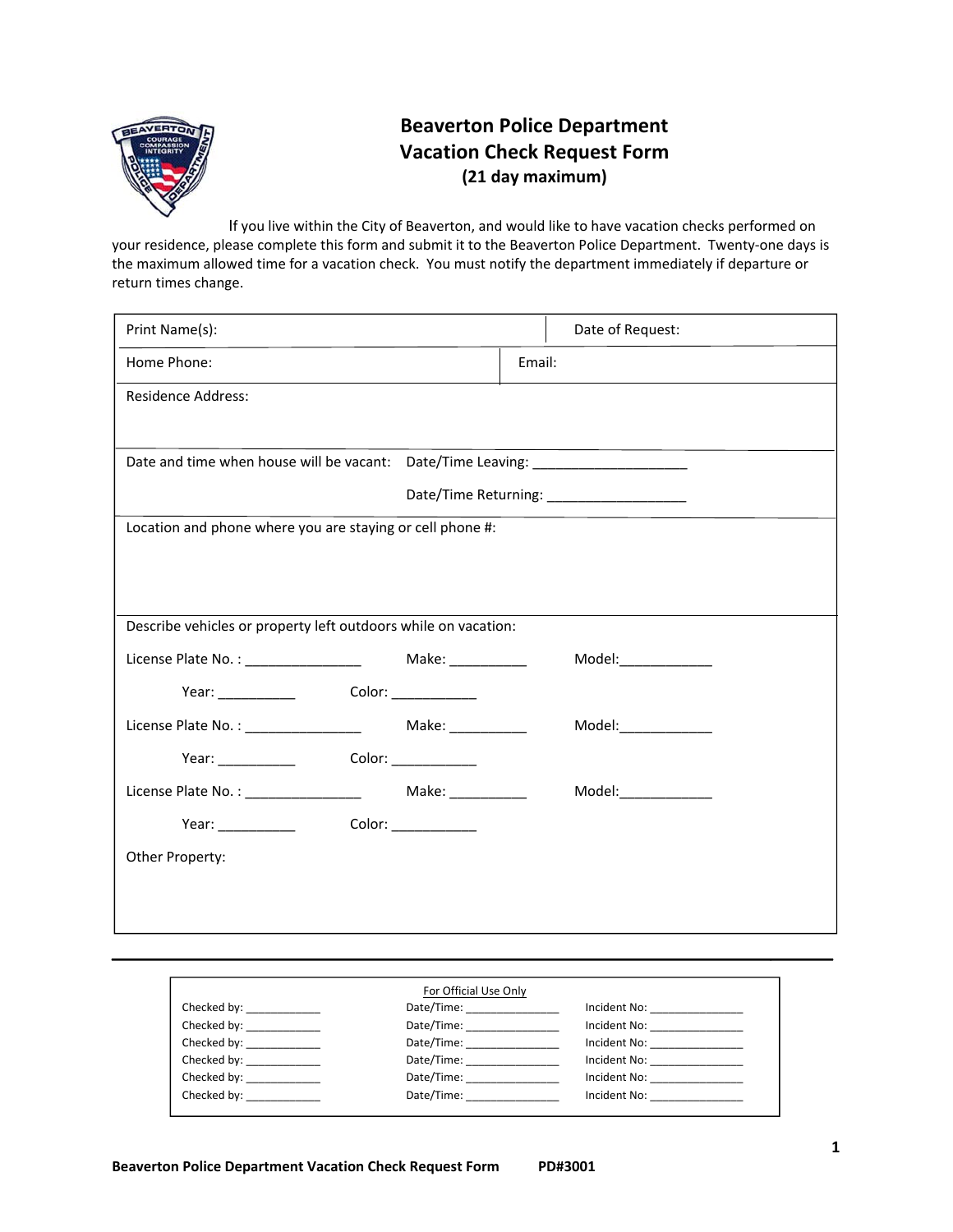# Beaverton Police Department
## Vacation Check Request Form
**(21 day maximum)**

If you live within the City of Beaverton, and would like to have vacation checks performed on your residence, please complete this form and submit it to the Beaverton Police Department. Twenty-one days is the maximum allowed time for a vacation check. You must notify the department immediately if departure or return times change.

| Print Name(s): | Date of Request: |
|---|---|
| Home Phone: | Email: |
| Residence Address: | |

Date and time when house will be vacant: Date/Time Leaving: ____________________

Date/Time Returning: __________________

Location and phone where you are staying or cell phone #:

Describe vehicles or property left outdoors while on vacation:

License Plate No. : _______________ Make: __________ Model:____________

Year: __________ Color: ___________

License Plate No. : _______________ Make: __________ Model:____________

Year: __________ Color: ___________

License Plate No. : _______________ Make: __________ Model:____________

Year: __________ Color: ___________

Other Property:

---

For Official Use Only

| Checked by: | Date/Time: | Incident No: |
|---|---|---|
| Checked by: ____________ | Date/Time: _______________ | Incident No: _______________ |
| Checked by: ____________ | Date/Time: _______________ | Incident No: _______________ |
| Checked by: ____________ | Date/Time: _______________ | Incident No: _______________ |
| Checked by: ____________ | Date/Time: _______________ | Incident No: _______________ |
| Checked by: ____________ | Date/Time: _______________ | Incident No: _______________ |
| Checked by: ____________ | Date/Time: _______________ | Incident No: _______________ |

Beaverton Police Department Vacation Check Request Form PD#3001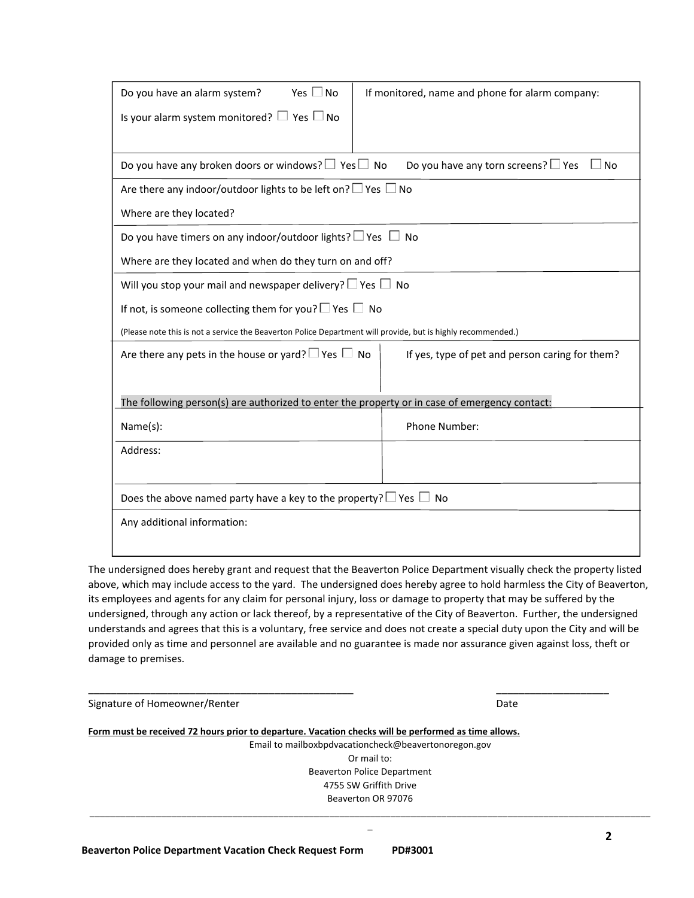| | |
|---|---|
| Do you have an alarm system? Yes ☐ No<br>Is your alarm system monitored? ☐ Yes ☐ No | If monitored, name and phone for alarm company: |
| Do you have any broken doors or windows? ☐ Yes ☐ No | Do you have any torn screens? ☐ Yes ☐ No |
| Are there any indoor/outdoor lights to be left on? ☐ Yes ☐ No<br>Where are they located? | |
| Do you have timers on any indoor/outdoor lights? ☐ Yes ☐ No<br>Where are they located and when do they turn on and off? | |
| Will you stop your mail and newspaper delivery? ☐ Yes ☐ No<br>If not, is someone collecting them for you? ☐ Yes ☐ No<br>(Please note this is not a service the Beaverton Police Department will provide, but is highly recommended.) | |
| Are there any pets in the house or yard? ☐ Yes ☐ No | If yes, type of pet and person caring for them? |
| The following person(s) are authorized to enter the property or in case of emergency contact: | |
| Name(s): | Phone Number: |
| Address: | |
| Does the above named party have a key to the property? ☐ Yes ☐ No | |
| Any additional information: | |

The undersigned does hereby grant and request that the Beaverton Police Department visually check the property listed above, which may include access to the yard. The undersigned does hereby agree to hold harmless the City of Beaverton, its employees and agents for any claim for personal injury, loss or damage to property that may be suffered by the undersigned, through any action or lack thereof, by a representative of the City of Beaverton. Further, the undersigned understands and agrees that this is a voluntary, free service and does not create a special duty upon the City and will be provided only as time and personnel are available and no guarantee is made nor assurance given against loss, theft or damage to premises.

_______________________________________________ ____________________

Signature of Homeowner/Renter Date

**Form must be received 72 hours prior to departure. Vacation checks will be performed as time allows.**

Email to mailboxbpdvacationcheck@beavertonoregon.gov

Or mail to:

Beaverton Police Department

4755 SW Griffith Drive

Beaverton OR 97076